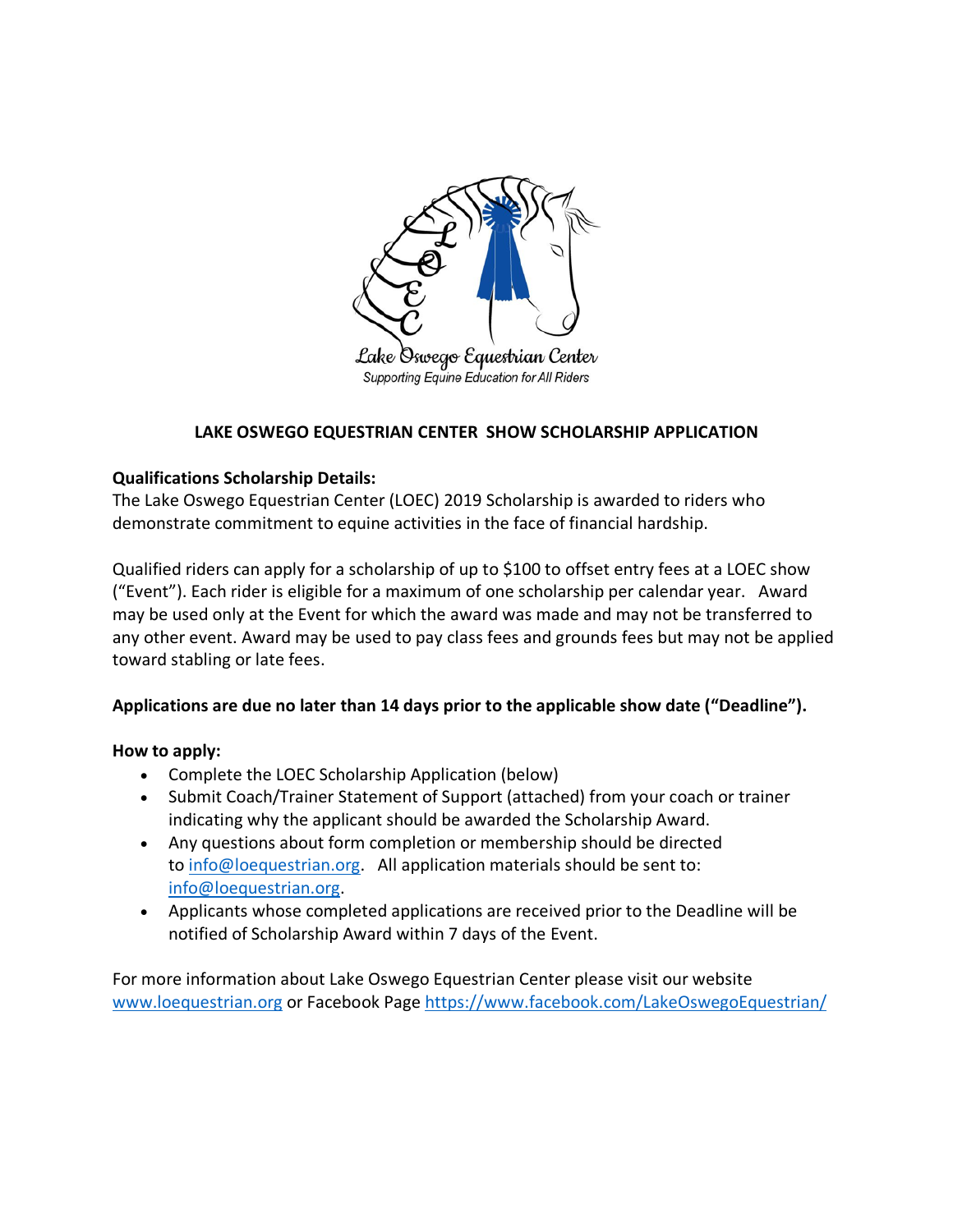Lake Oswego Equestrian Center

*Supporting Equine Education for All Riders*

## LAKE OSWEGO EQUESTRIAN CENTER  SHOW SCHOLARSHIP APPLICATION

**Qualifications Scholarship Details:**

The Lake Oswego Equestrian Center (LOEC) 2019 Scholarship is awarded to riders who demonstrate commitment to equine activities in the face of financial hardship.

Qualified riders can apply for a scholarship of up to $100 to offset entry fees at a LOEC show ("Event"). Each rider is eligible for a maximum of one scholarship per calendar year.   Award may be used only at the Event for which the award was made and may not be transferred to any other event. Award may be used to pay class fees and grounds fees but may not be applied toward stabling or late fees.

**Applications are due no later than 14 days prior to the applicable show date ("Deadline").**

**How to apply:**

- Complete the LOEC Scholarship Application (below)
- Submit Coach/Trainer Statement of Support (attached) from your coach or trainer indicating why the applicant should be awarded the Scholarship Award.
- Any questions about form completion or membership should be directed to info@loequestrian.org.   All application materials should be sent to: info@loequestrian.org.
- Applicants whose completed applications are received prior to the Deadline will be notified of Scholarship Award within 7 days of the Event.

For more information about Lake Oswego Equestrian Center please visit our website www.loequestrian.org or Facebook Page https://www.facebook.com/LakeOswegoEquestrian/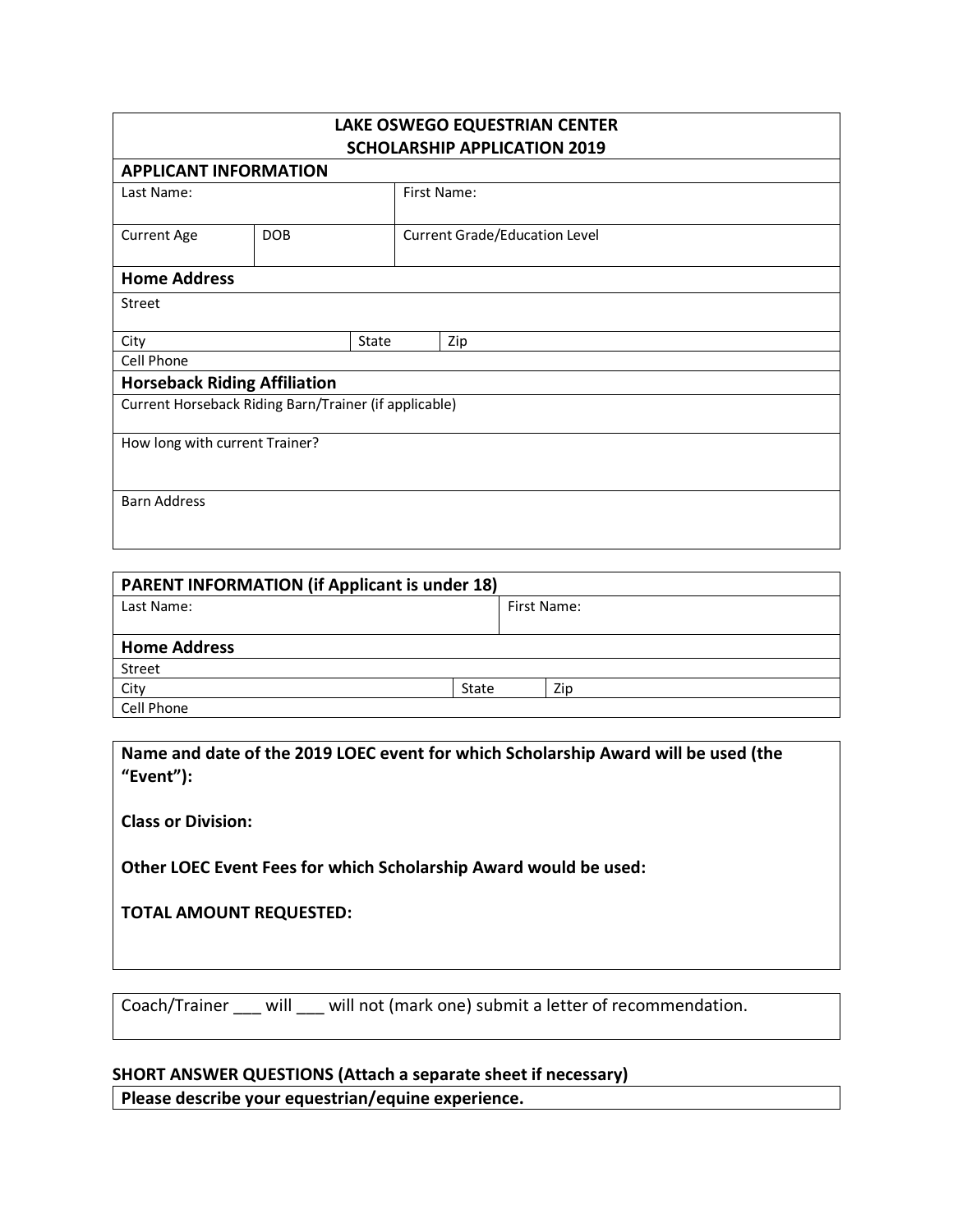# LAKE OSWEGO EQUESTRIAN CENTER
## SCHOLARSHIP APPLICATION 2019

### APPLICANT INFORMATION

| Last Name: | | First Name: |
|---|---|---|
| Current Age | DOB | Current Grade/Education Level |

### Home Address

| Street | | |
|---|---|---|
| City | State | Zip |
| Cell Phone | | |

### Horseback Riding Affiliation

Current Horseback Riding Barn/Trainer (if applicable)

How long with current Trainer?

Barn Address

### PARENT INFORMATION (if Applicant is under 18)

| Last Name: | First Name: |
|---|---|

### Home Address

| Street | | |
|---|---|---|
| City | State | Zip |
| Cell Phone | | |

**Name and date of the 2019 LOEC event for which Scholarship Award will be used (the "Event"):**

**Class or Division:**

**Other LOEC Event Fees for which Scholarship Award would be used:**

**TOTAL AMOUNT REQUESTED:**

Coach/Trainer ___ will ___ will not (mark one) submit a letter of recommendation.

### SHORT ANSWER QUESTIONS (Attach a separate sheet if necessary)

**Please describe your equestrian/equine experience.**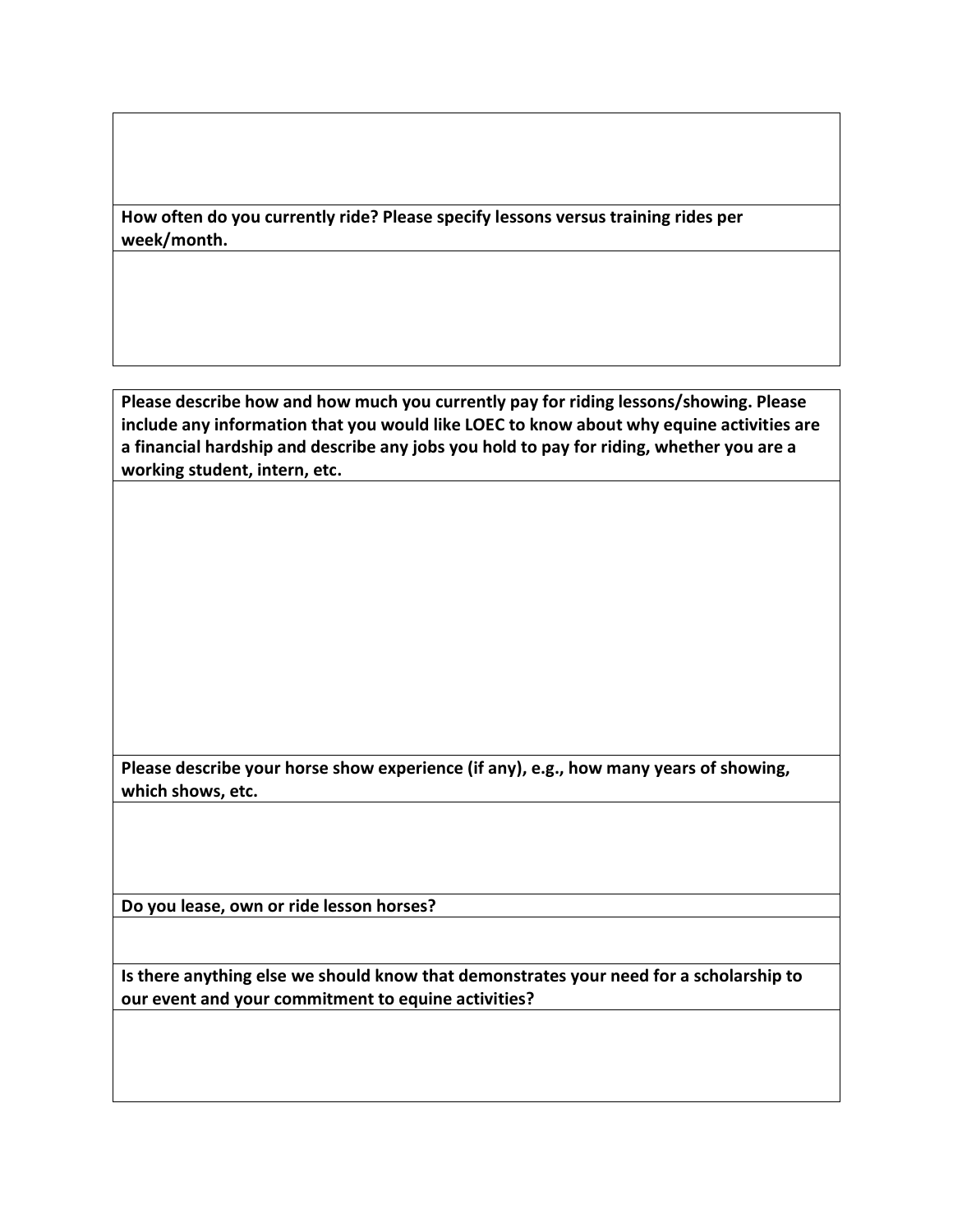**How often do you currently ride? Please specify lessons versus training rides per week/month.**

**Please describe how and how much you currently pay for riding lessons/showing. Please include any information that you would like LOEC to know about why equine activities are a financial hardship and describe any jobs you hold to pay for riding, whether you are a working student, intern, etc.**

**Please describe your horse show experience (if any), e.g., how many years of showing, which shows, etc.**

**Do you lease, own or ride lesson horses?**

**Is there anything else we should know that demonstrates your need for a scholarship to our event and your commitment to equine activities?**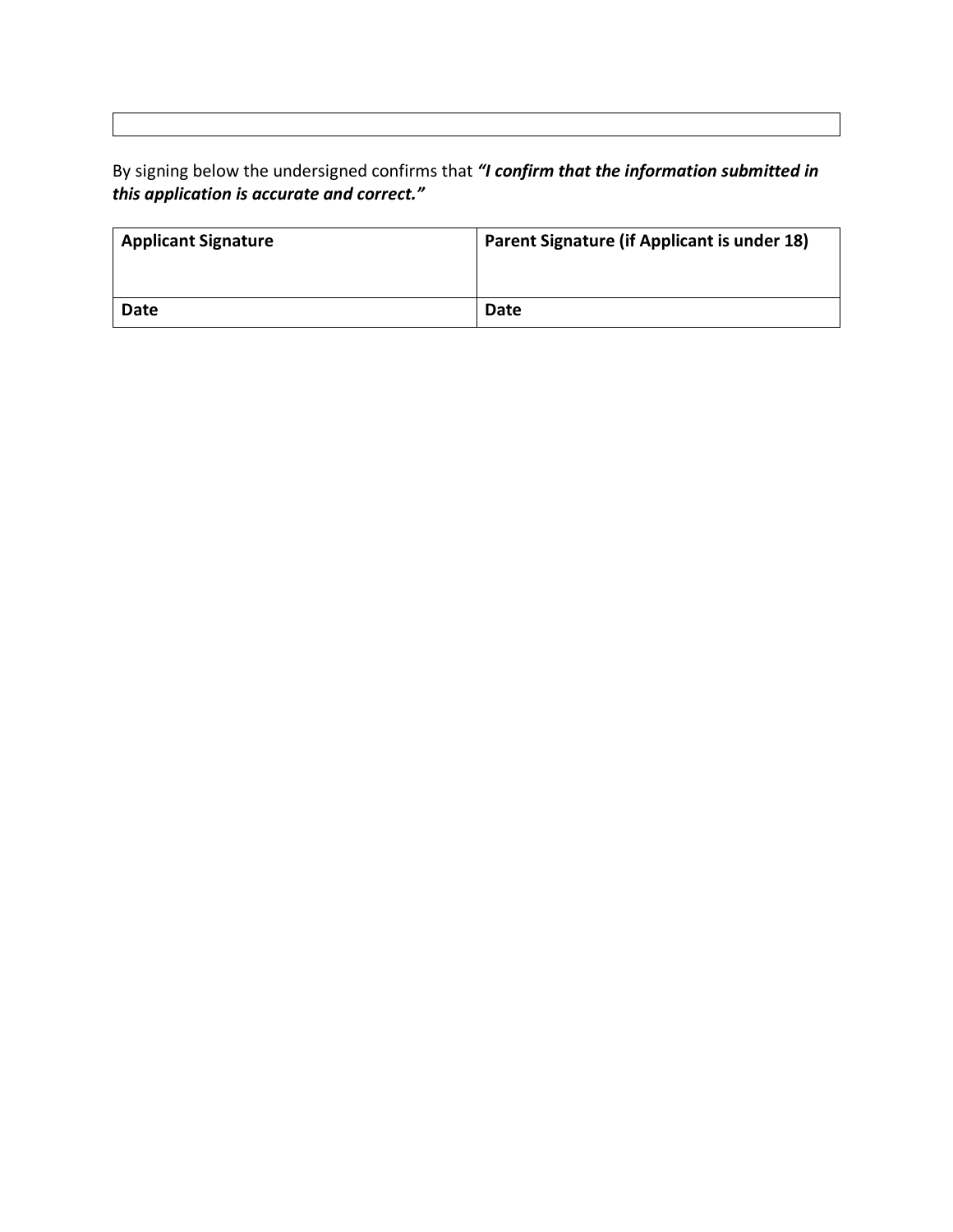By signing below the undersigned confirms that ***"I confirm that the information submitted in this application is accurate and correct."***

| **Applicant Signature** | **Parent Signature (if Applicant is under 18)** |
|---|---|
| **Date** | **Date** |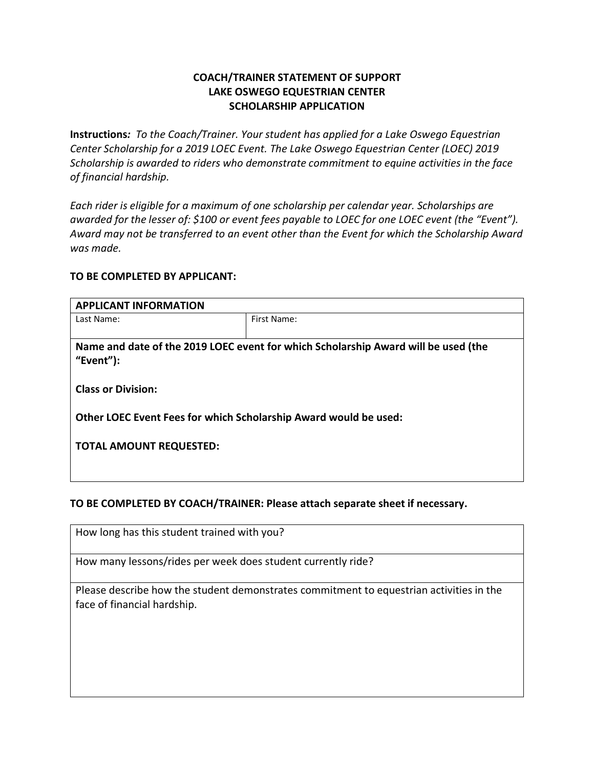**COACH/TRAINER STATEMENT OF SUPPORT**
**LAKE OSWEGO EQUESTRIAN CENTER**
**SCHOLARSHIP APPLICATION**

**Instructions***: To the Coach/Trainer. Your student has applied for a Lake Oswego Equestrian Center Scholarship for a 2019 LOEC Event. The Lake Oswego Equestrian Center (LOEC) 2019 Scholarship is awarded to riders who demonstrate commitment to equine activities in the face of financial hardship.*

*Each rider is eligible for a maximum of one scholarship per calendar year. Scholarships are awarded for the lesser of: $100 or event fees payable to LOEC for one LOEC event (the "Event"). Award may not be transferred to an event other than the Event for which the Scholarship Award was made.*

**TO BE COMPLETED BY APPLICANT:**

| **APPLICANT INFORMATION** | |
|---|---|
| Last Name: | First Name: |
| **Name and date of the 2019 LOEC event for which Scholarship Award will be used (the "Event"):** | |
| **Class or Division:** | |
| **Other LOEC Event Fees for which Scholarship Award would be used:** | |
| **TOTAL AMOUNT REQUESTED:** | |

**TO BE COMPLETED BY COACH/TRAINER: Please attach separate sheet if necessary.**

| How long has this student trained with you? |
|---|
| How many lessons/rides per week does student currently ride? |
| Please describe how the student demonstrates commitment to equestrian activities in the face of financial hardship. |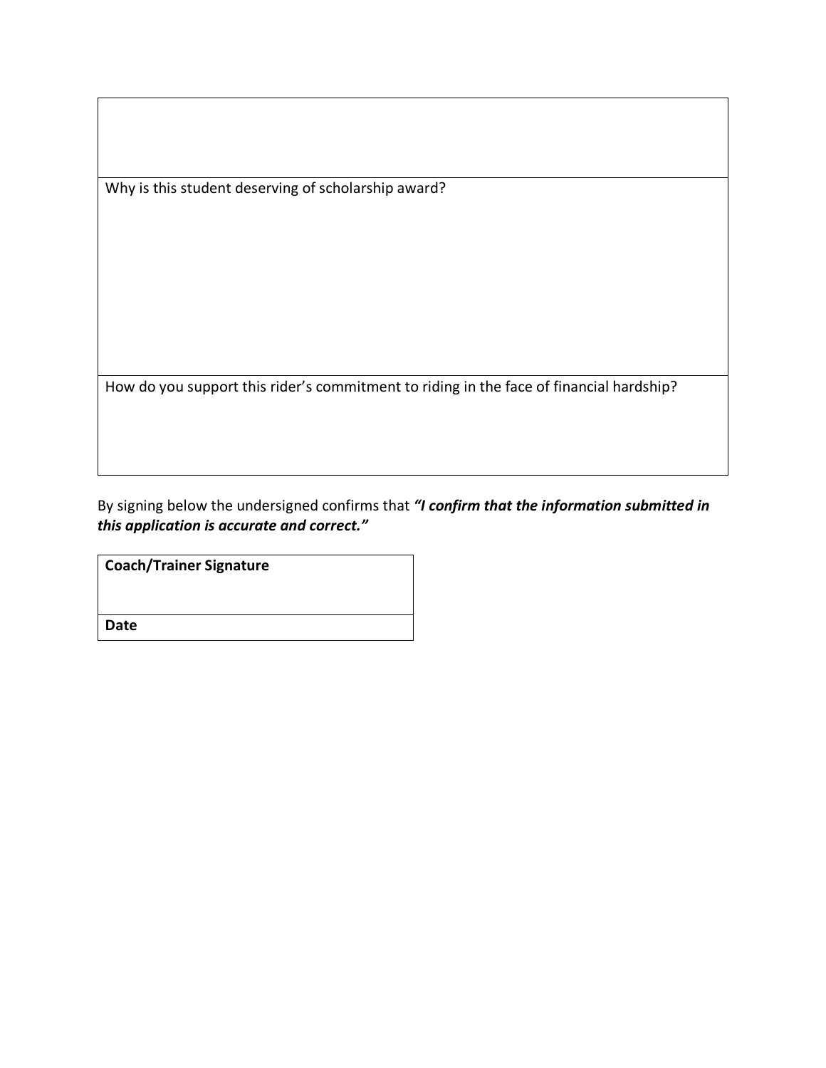| |
|---|
| |
| Why is this student deserving of scholarship award? |
| How do you support this rider's commitment to riding in the face of financial hardship? |

By signing below the undersigned confirms that ***"I confirm that the information submitted in this application is accurate and correct."***

| **Coach/Trainer Signature** |
|---|
| **Date** |